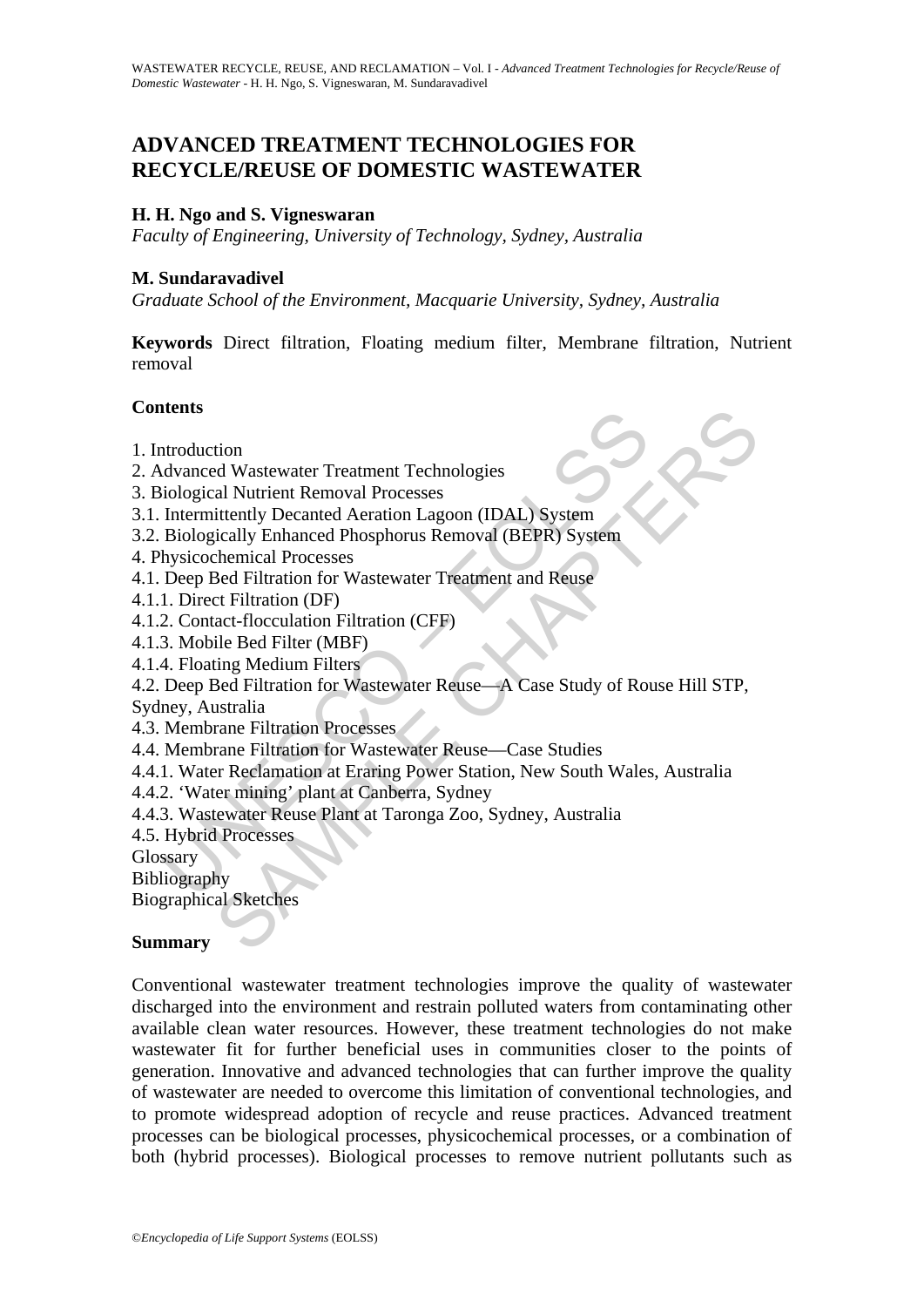# ADVANCED TREATMENT TECHNOLOGIES FOR RECYCLE/REUSE OF DOMESTIC WASTEWATER

**H. H. Ngo and S. Vigneswaran**

*Faculty of Engineering, University of Technology, Sydney, Australia*

**M. Sundaravadivel**

*Graduate School of the Environment, Macquarie University, Sydney, Australia*

**Keywords** Direct filtration, Floating medium filter, Membrane filtration, Nutrient removal

**Contents**

1. Introduction
2. Advanced Wastewater Treatment Technologies
3. Biological Nutrient Removal Processes
3.1. Intermittently Decanted Aeration Lagoon (IDAL) System
3.2. Biologically Enhanced Phosphorus Removal (BEPR) System
4. Physicochemical Processes
4.1. Deep Bed Filtration for Wastewater Treatment and Reuse
4.1.1. Direct Filtration (DF)
4.1.2. Contact-flocculation Filtration (CFF)
4.1.3. Mobile Bed Filter (MBF)
4.1.4. Floating Medium Filters
4.2. Deep Bed Filtration for Wastewater Reuse—A Case Study of Rouse Hill STP, Sydney, Australia
4.3. Membrane Filtration Processes
4.4. Membrane Filtration for Wastewater Reuse—Case Studies
4.4.1. Water Reclamation at Eraring Power Station, New South Wales, Australia
4.4.2. 'Water mining' plant at Canberra, Sydney
4.4.3. Wastewater Reuse Plant at Taronga Zoo, Sydney, Australia
4.5. Hybrid Processes

Glossary

Bibliography

Biographical Sketches

**Summary**

Conventional wastewater treatment technologies improve the quality of wastewater discharged into the environment and restrain polluted waters from contaminating other available clean water resources. However, these treatment technologies do not make wastewater fit for further beneficial uses in communities closer to the points of generation. Innovative and advanced technologies that can further improve the quality of wastewater are needed to overcome this limitation of conventional technologies, and to promote widespread adoption of recycle and reuse practices. Advanced treatment processes can be biological processes, physicochemical processes, or a combination of both (hybrid processes). Biological processes to remove nutrient pollutants such as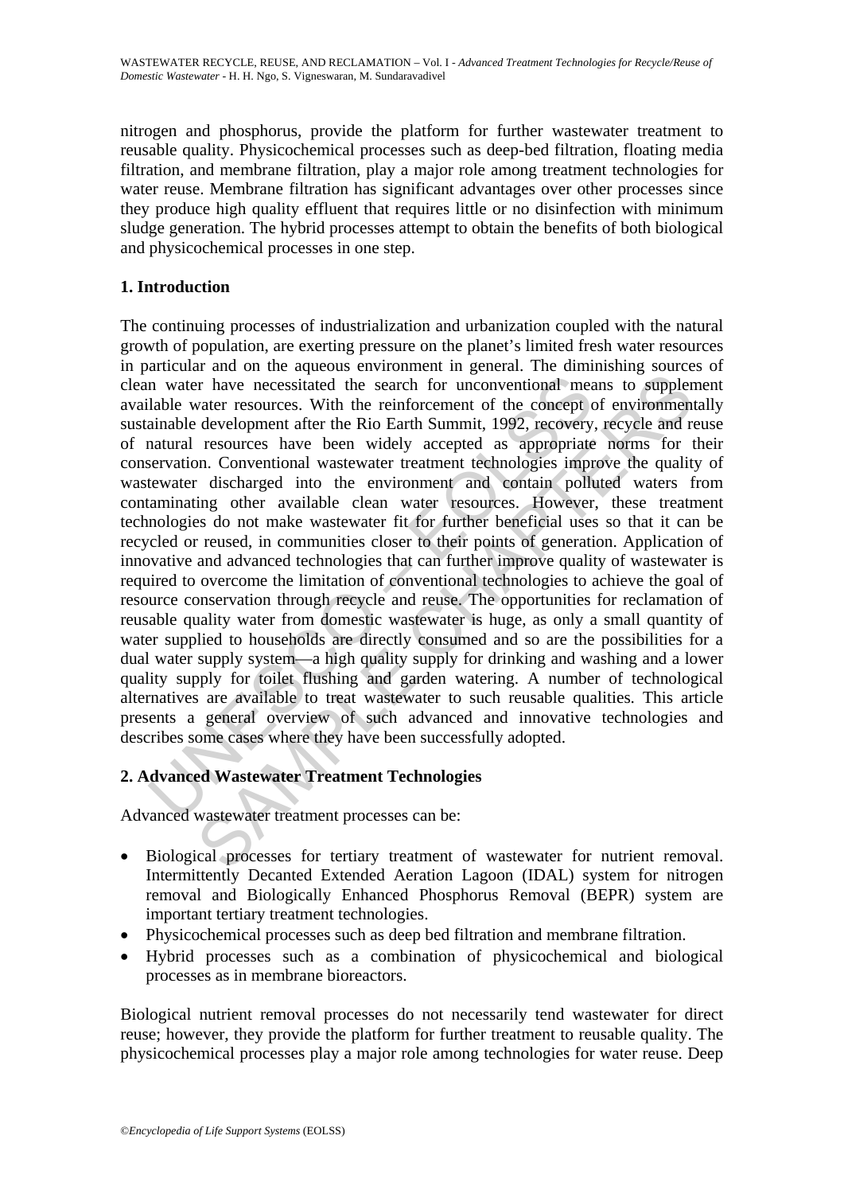nitrogen and phosphorus, provide the platform for further wastewater treatment to reusable quality. Physicochemical processes such as deep-bed filtration, floating media filtration, and membrane filtration, play a major role among treatment technologies for water reuse. Membrane filtration has significant advantages over other processes since they produce high quality effluent that requires little or no disinfection with minimum sludge generation. The hybrid processes attempt to obtain the benefits of both biological and physicochemical processes in one step.

## 1. Introduction

The continuing processes of industrialization and urbanization coupled with the natural growth of population, are exerting pressure on the planet's limited fresh water resources in particular and on the aqueous environment in general. The diminishing sources of clean water have necessitated the search for unconventional means to supplement available water resources. With the reinforcement of the concept of environmentally sustainable development after the Rio Earth Summit, 1992, recovery, recycle and reuse of natural resources have been widely accepted as appropriate norms for their conservation. Conventional wastewater treatment technologies improve the quality of wastewater discharged into the environment and contain polluted waters from contaminating other available clean water resources. However, these treatment technologies do not make wastewater fit for further beneficial uses so that it can be recycled or reused, in communities closer to their points of generation. Application of innovative and advanced technologies that can further improve quality of wastewater is required to overcome the limitation of conventional technologies to achieve the goal of resource conservation through recycle and reuse. The opportunities for reclamation of reusable quality water from domestic wastewater is huge, as only a small quantity of water supplied to households are directly consumed and so are the possibilities for a dual water supply system—a high quality supply for drinking and washing and a lower quality supply for toilet flushing and garden watering. A number of technological alternatives are available to treat wastewater to such reusable qualities. This article presents a general overview of such advanced and innovative technologies and describes some cases where they have been successfully adopted.

## 2. Advanced Wastewater Treatment Technologies

Advanced wastewater treatment processes can be:

- Biological processes for tertiary treatment of wastewater for nutrient removal. Intermittently Decanted Extended Aeration Lagoon (IDAL) system for nitrogen removal and Biologically Enhanced Phosphorus Removal (BEPR) system are important tertiary treatment technologies.
- Physicochemical processes such as deep bed filtration and membrane filtration.
- Hybrid processes such as a combination of physicochemical and biological processes as in membrane bioreactors.

Biological nutrient removal processes do not necessarily tend wastewater for direct reuse; however, they provide the platform for further treatment to reusable quality. The physicochemical processes play a major role among technologies for water reuse. Deep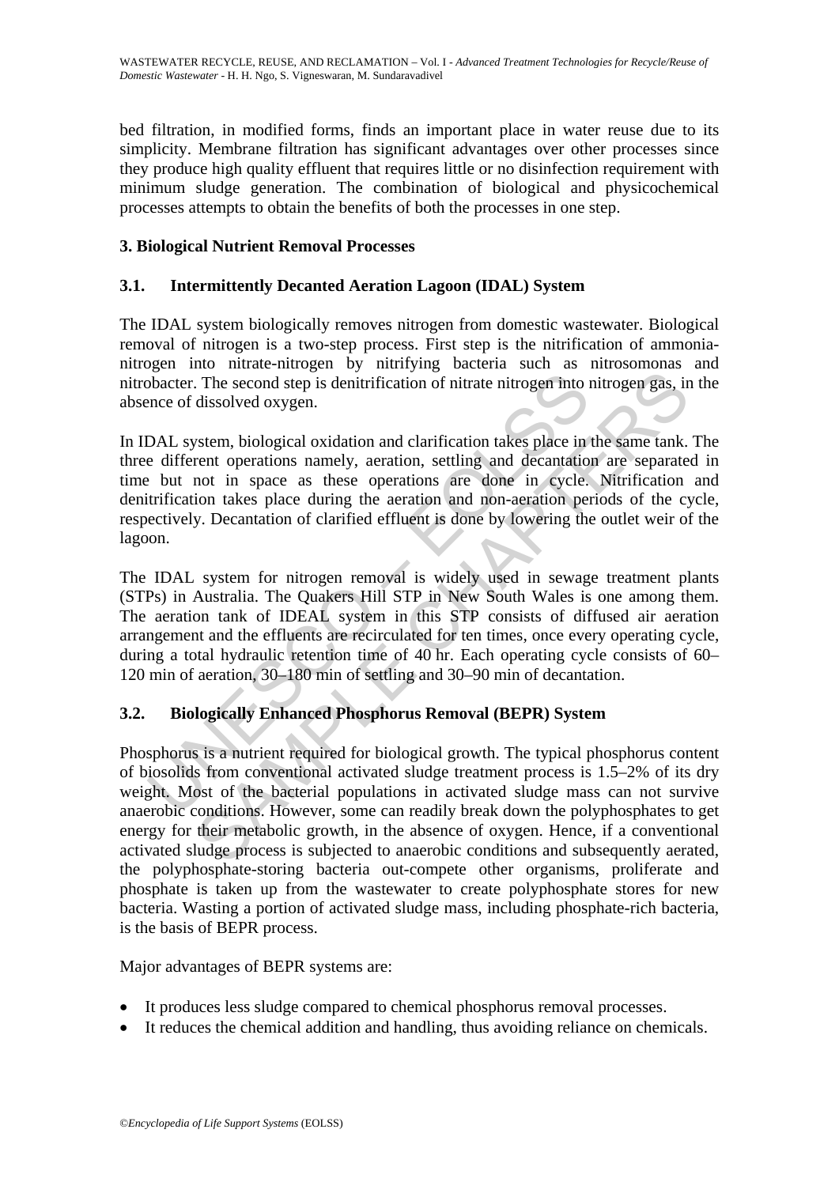bed filtration, in modified forms, finds an important place in water reuse due to its simplicity. Membrane filtration has significant advantages over other processes since they produce high quality effluent that requires little or no disinfection requirement with minimum sludge generation. The combination of biological and physicochemical processes attempts to obtain the benefits of both the processes in one step.

## 3. Biological Nutrient Removal Processes

### 3.1. Intermittently Decanted Aeration Lagoon (IDAL) System

The IDAL system biologically removes nitrogen from domestic wastewater. Biological removal of nitrogen is a two-step process. First step is the nitrification of ammonia-nitrogen into nitrate-nitrogen by nitrifying bacteria such as nitrosomonas and nitrobacter. The second step is denitrification of nitrate nitrogen into nitrogen gas, in the absence of dissolved oxygen.

In IDAL system, biological oxidation and clarification takes place in the same tank. The three different operations namely, aeration, settling and decantation are separated in time but not in space as these operations are done in cycle. Nitrification and denitrification takes place during the aeration and non-aeration periods of the cycle, respectively. Decantation of clarified effluent is done by lowering the outlet weir of the lagoon.

The IDAL system for nitrogen removal is widely used in sewage treatment plants (STPs) in Australia. The Quakers Hill STP in New South Wales is one among them. The aeration tank of IDEAL system in this STP consists of diffused air aeration arrangement and the effluents are recirculated for ten times, once every operating cycle, during a total hydraulic retention time of 40 hr. Each operating cycle consists of 60–120 min of aeration, 30–180 min of settling and 30–90 min of decantation.

### 3.2. Biologically Enhanced Phosphorus Removal (BEPR) System

Phosphorus is a nutrient required for biological growth. The typical phosphorus content of biosolids from conventional activated sludge treatment process is 1.5–2% of its dry weight. Most of the bacterial populations in activated sludge mass can not survive anaerobic conditions. However, some can readily break down the polyphosphates to get energy for their metabolic growth, in the absence of oxygen. Hence, if a conventional activated sludge process is subjected to anaerobic conditions and subsequently aerated, the polyphosphate-storing bacteria out-compete other organisms, proliferate and phosphate is taken up from the wastewater to create polyphosphate stores for new bacteria. Wasting a portion of activated sludge mass, including phosphate-rich bacteria, is the basis of BEPR process.

Major advantages of BEPR systems are:

- It produces less sludge compared to chemical phosphorus removal processes.
- It reduces the chemical addition and handling, thus avoiding reliance on chemicals.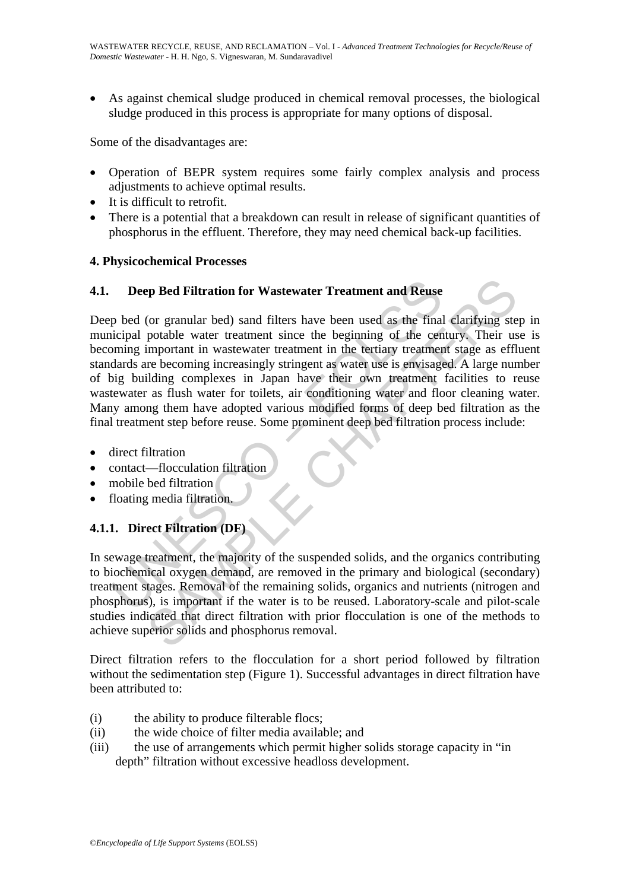- As against chemical sludge produced in chemical removal processes, the biological sludge produced in this process is appropriate for many options of disposal.

Some of the disadvantages are:

- Operation of BEPR system requires some fairly complex analysis and process adjustments to achieve optimal results.
- It is difficult to retrofit.
- There is a potential that a breakdown can result in release of significant quantities of phosphorus in the effluent. Therefore, they may need chemical back-up facilities.

## 4. Physicochemical Processes

### 4.1. Deep Bed Filtration for Wastewater Treatment and Reuse

Deep bed (or granular bed) sand filters have been used as the final clarifying step in municipal potable water treatment since the beginning of the century. Their use is becoming important in wastewater treatment in the tertiary treatment stage as effluent standards are becoming increasingly stringent as water use is envisaged. A large number of big building complexes in Japan have their own treatment facilities to reuse wastewater as flush water for toilets, air conditioning water and floor cleaning water. Many among them have adopted various modified forms of deep bed filtration as the final treatment step before reuse. Some prominent deep bed filtration process include:

- direct filtration
- contact—flocculation filtration
- mobile bed filtration
- floating media filtration.

#### 4.1.1. Direct Filtration (DF)

In sewage treatment, the majority of the suspended solids, and the organics contributing to biochemical oxygen demand, are removed in the primary and biological (secondary) treatment stages. Removal of the remaining solids, organics and nutrients (nitrogen and phosphorus), is important if the water is to be reused. Laboratory-scale and pilot-scale studies indicated that direct filtration with prior flocculation is one of the methods to achieve superior solids and phosphorus removal.

Direct filtration refers to the flocculation for a short period followed by filtration without the sedimentation step (Figure 1). Successful advantages in direct filtration have been attributed to:

(i) the ability to produce filterable flocs;
(ii) the wide choice of filter media available; and
(iii) the use of arrangements which permit higher solids storage capacity in "in depth" filtration without excessive headloss development.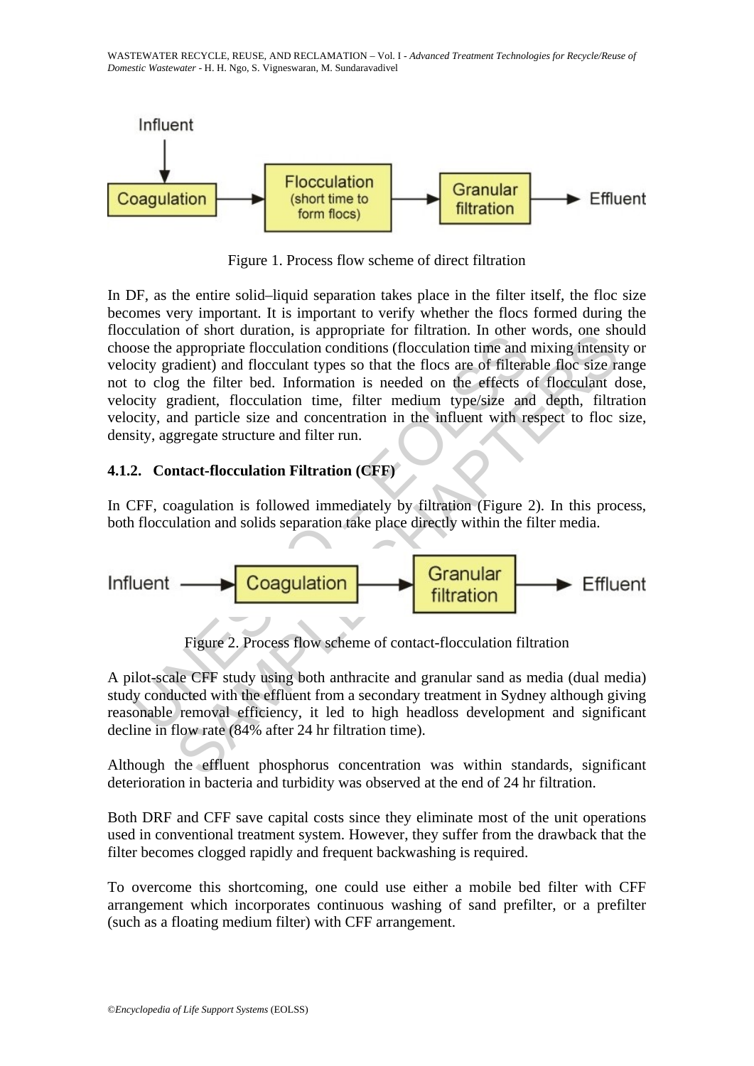Influent → Coagulation → Flocculation (short time to form flocs) → Granular filtration → Effluent

Figure 1. Process flow scheme of direct filtration

In DF, as the entire solid–liquid separation takes place in the filter itself, the floc size becomes very important. It is important to verify whether the flocs formed during the flocculation of short duration, is appropriate for filtration. In other words, one should choose the appropriate flocculation conditions (flocculation time and mixing intensity or velocity gradient) and flocculant types so that the flocs are of filterable floc size range not to clog the filter bed. Information is needed on the effects of flocculant dose, velocity gradient, flocculation time, filter medium type/size and depth, filtration velocity, and particle size and concentration in the influent with respect to floc size, density, aggregate structure and filter run.

### 4.1.2. Contact-flocculation Filtration (CFF)

In CFF, coagulation is followed immediately by filtration (Figure 2). In this process, both flocculation and solids separation take place directly within the filter media.

Influent → Coagulation → Granular filtration → Effluent

Figure 2. Process flow scheme of contact-flocculation filtration

A pilot-scale CFF study using both anthracite and granular sand as media (dual media) study conducted with the effluent from a secondary treatment in Sydney although giving reasonable removal efficiency, it led to high headloss development and significant decline in flow rate (84% after 24 hr filtration time).

Although the effluent phosphorus concentration was within standards, significant deterioration in bacteria and turbidity was observed at the end of 24 hr filtration.

Both DRF and CFF save capital costs since they eliminate most of the unit operations used in conventional treatment system. However, they suffer from the drawback that the filter becomes clogged rapidly and frequent backwashing is required.

To overcome this shortcoming, one could use either a mobile bed filter with CFF arrangement which incorporates continuous washing of sand prefilter, or a prefilter (such as a floating medium filter) with CFF arrangement.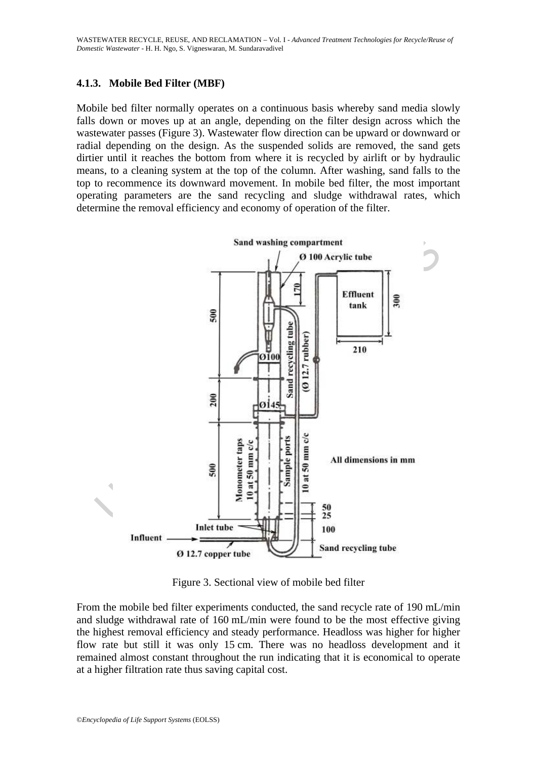### 4.1.3. Mobile Bed Filter (MBF)

Mobile bed filter normally operates on a continuous basis whereby sand media slowly falls down or moves up at an angle, depending on the filter design across which the wastewater passes (Figure 3). Wastewater flow direction can be upward or downward or radial depending on the design. As the suspended solids are removed, the sand gets dirtier until it reaches the bottom from where it is recycled by airlift or by hydraulic means, to a cleaning system at the top of the column. After washing, sand falls to the top to recommence its downward movement. In mobile bed filter, the most important operating parameters are the sand recycling and sludge withdrawal rates, which determine the removal efficiency and economy of operation of the filter.

Figure 3. Sectional view of mobile bed filter

From the mobile bed filter experiments conducted, the sand recycle rate of 190 mL/min and sludge withdrawal rate of 160 mL/min were found to be the most effective giving the highest removal efficiency and steady performance. Headloss was higher for higher flow rate but still it was only 15 cm. There was no headloss development and it remained almost constant throughout the run indicating that it is economical to operate at a higher filtration rate thus saving capital cost.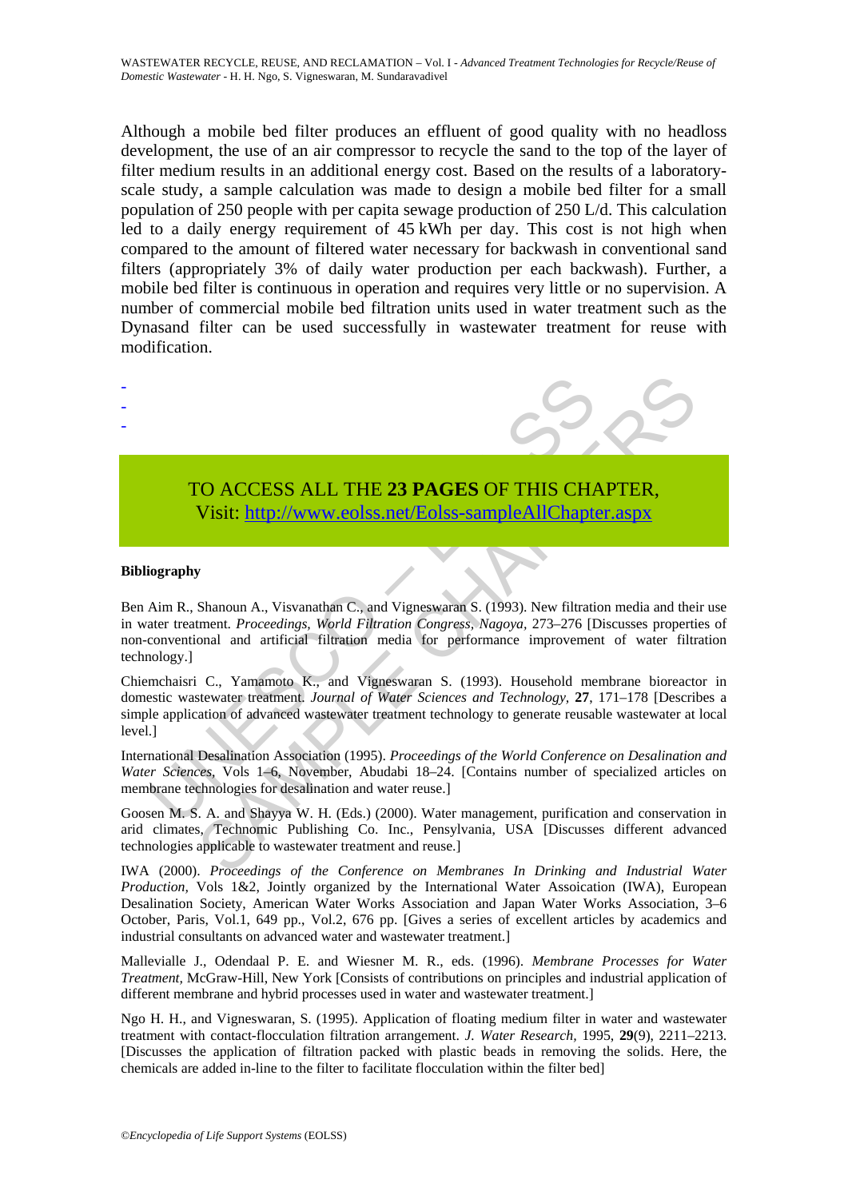Although a mobile bed filter produces an effluent of good quality with no headloss development, the use of an air compressor to recycle the sand to the top of the layer of filter medium results in an additional energy cost. Based on the results of a laboratory-scale study, a sample calculation was made to design a mobile bed filter for a small population of 250 people with per capita sewage production of 250 L/d. This calculation led to a daily energy requirement of 45 kWh per day. This cost is not high when compared to the amount of filtered water necessary for backwash in conventional sand filters (appropriately 3% of daily water production per each backwash). Further, a mobile bed filter is continuous in operation and requires very little or no supervision. A number of commercial mobile bed filtration units used in water treatment such as the Dynasand filter can be used successfully in wastewater treatment for reuse with modification.

-
-
-

TO ACCESS ALL THE **23 PAGES** OF THIS CHAPTER,
Visit: http://www.eolss.net/Eolss-sampleAllChapter.aspx

**Bibliography**

Ben Aim R., Shanoun A., Visvanathan C., and Vigneswaran S. (1993). New filtration media and their use in water treatment. *Proceedings, World Filtration Congress, Nagoya*, 273–276 [Discusses properties of non-conventional and artificial filtration media for performance improvement of water filtration technology.]

Chiemchaisri C., Yamamoto K., and Vigneswaran S. (1993). Household membrane bioreactor in domestic wastewater treatment. *Journal of Water Sciences and Technology*, **27**, 171–178 [Describes a simple application of advanced wastewater treatment technology to generate reusable wastewater at local level.]

International Desalination Association (1995). *Proceedings of the World Conference on Desalination and Water Sciences*, Vols 1–6, November, Abudabi 18–24. [Contains number of specialized articles on membrane technologies for desalination and water reuse.]

Goosen M. S. A. and Shayya W. H. (Eds.) (2000). Water management, purification and conservation in arid climates, Technomic Publishing Co. Inc., Pensylvania, USA [Discusses different advanced technologies applicable to wastewater treatment and reuse.]

IWA (2000). *Proceedings of the Conference on Membranes In Drinking and Industrial Water Production*, Vols 1&2, Jointly organized by the International Water Assoication (IWA), European Desalination Society, American Water Works Association and Japan Water Works Association, 3–6 October, Paris, Vol.1, 649 pp., Vol.2, 676 pp. [Gives a series of excellent articles by academics and industrial consultants on advanced water and wastewater treatment.]

Mallevialle J., Odendaal P. E. and Wiesner M. R., eds. (1996). *Membrane Processes for Water Treatment*, McGraw-Hill, New York [Consists of contributions on principles and industrial application of different membrane and hybrid processes used in water and wastewater treatment.]

Ngo H. H., and Vigneswaran, S. (1995). Application of floating medium filter in water and wastewater treatment with contact-flocculation filtration arrangement. *J. Water Research*, 1995, **29**(9), 2211–2213. [Discusses the application of filtration packed with plastic beads in removing the solids. Here, the chemicals are added in-line to the filter to facilitate flocculation within the filter bed]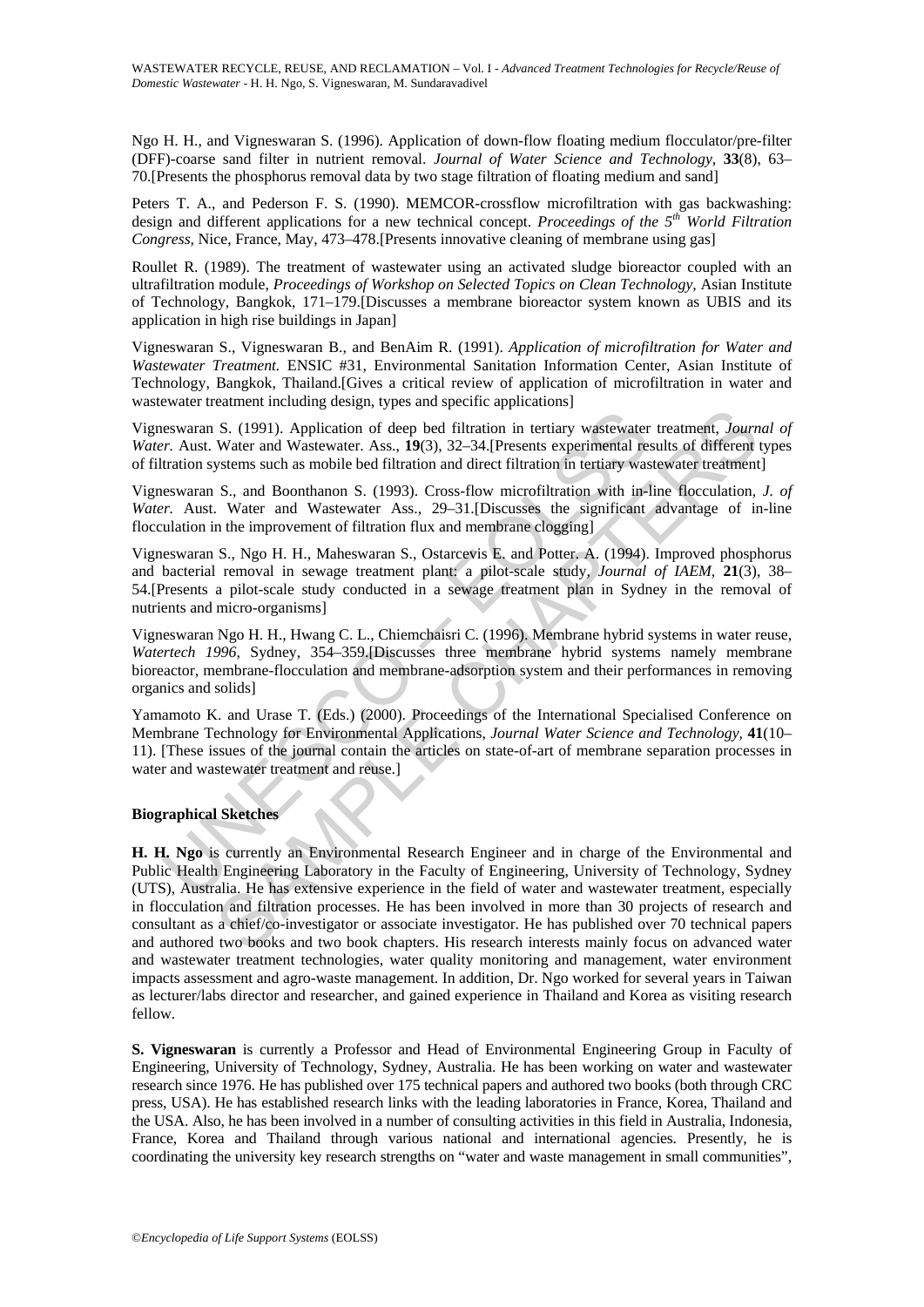Ngo H. H., and Vigneswaran S. (1996). Application of down-flow floating medium flocculator/pre-filter (DFF)-coarse sand filter in nutrient removal. *Journal of Water Science and Technology,* **33**(8), 63–70.[Presents the phosphorus removal data by two stage filtration of floating medium and sand]

Peters T. A., and Pederson F. S. (1990). MEMCOR-crossflow microfiltration with gas backwashing: design and different applications for a new technical concept. *Proceedings of the 5th World Filtration Congress,* Nice, France, May, 473–478.[Presents innovative cleaning of membrane using gas]

Roullet R. (1989). The treatment of wastewater using an activated sludge bioreactor coupled with an ultrafiltration module, *Proceedings of Workshop on Selected Topics on Clean Technology,* Asian Institute of Technology, Bangkok, 171–179.[Discusses a membrane bioreactor system known as UBIS and its application in high rise buildings in Japan]

Vigneswaran S., Vigneswaran B., and BenAim R. (1991). *Application of microfiltration for Water and Wastewater Treatment.* ENSIC #31, Environmental Sanitation Information Center, Asian Institute of Technology, Bangkok, Thailand.[Gives a critical review of application of microfiltration in water and wastewater treatment including design, types and specific applications]

Vigneswaran S. (1991). Application of deep bed filtration in tertiary wastewater treatment, *Journal of Water.* Aust. Water and Wastewater. Ass., **19**(3), 32–34.[Presents experimental results of different types of filtration systems such as mobile bed filtration and direct filtration in tertiary wastewater treatment]

Vigneswaran S., and Boonthanon S. (1993). Cross-flow microfiltration with in-line flocculation, *J. of Water.* Aust. Water and Wastewater Ass., 29–31.[Discusses the significant advantage of in-line flocculation in the improvement of filtration flux and membrane clogging]

Vigneswaran S., Ngo H. H., Maheswaran S., Ostarcevis E. and Potter. A. (1994). Improved phosphorus and bacterial removal in sewage treatment plant: a pilot-scale study, *Journal of IAEM,* **21**(3), 38–54.[Presents a pilot-scale study conducted in a sewage treatment plan in Sydney in the removal of nutrients and micro-organisms]

Vigneswaran Ngo H. H., Hwang C. L., Chiemchaisri C. (1996). Membrane hybrid systems in water reuse, *Watertech 1996,* Sydney, 354–359.[Discusses three membrane hybrid systems namely membrane bioreactor, membrane-flocculation and membrane-adsorption system and their performances in removing organics and solids]

Yamamoto K. and Urase T. (Eds.) (2000). Proceedings of the International Specialised Conference on Membrane Technology for Environmental Applications, *Journal Water Science and Technology,* **41**(10–11). [These issues of the journal contain the articles on state-of-art of membrane separation processes in water and wastewater treatment and reuse.]

**Biographical Sketches**

**H. H. Ngo** is currently an Environmental Research Engineer and in charge of the Environmental and Public Health Engineering Laboratory in the Faculty of Engineering, University of Technology, Sydney (UTS), Australia. He has extensive experience in the field of water and wastewater treatment, especially in flocculation and filtration processes. He has been involved in more than 30 projects of research and consultant as a chief/co-investigator or associate investigator. He has published over 70 technical papers and authored two books and two book chapters. His research interests mainly focus on advanced water and wastewater treatment technologies, water quality monitoring and management, water environment impacts assessment and agro-waste management. In addition, Dr. Ngo worked for several years in Taiwan as lecturer/labs director and researcher, and gained experience in Thailand and Korea as visiting research fellow.

**S. Vigneswaran** is currently a Professor and Head of Environmental Engineering Group in Faculty of Engineering, University of Technology, Sydney, Australia. He has been working on water and wastewater research since 1976. He has published over 175 technical papers and authored two books (both through CRC press, USA). He has established research links with the leading laboratories in France, Korea, Thailand and the USA. Also, he has been involved in a number of consulting activities in this field in Australia, Indonesia, France, Korea and Thailand through various national and international agencies. Presently, he is coordinating the university key research strengths on "water and waste management in small communities",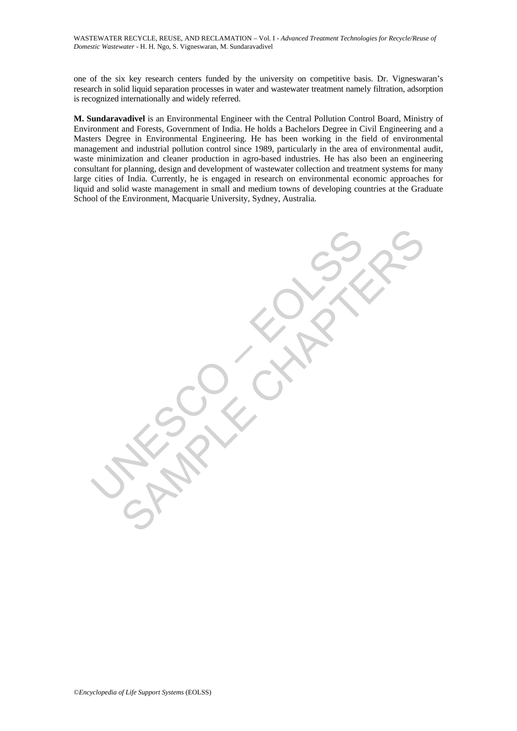one of the six key research centers funded by the university on competitive basis. Dr. Vigneswaran's research in solid liquid separation processes in water and wastewater treatment namely filtration, adsorption is recognized internationally and widely referred.

**M. Sundaravadivel** is an Environmental Engineer with the Central Pollution Control Board, Ministry of Environment and Forests, Government of India. He holds a Bachelors Degree in Civil Engineering and a Masters Degree in Environmental Engineering. He has been working in the field of environmental management and industrial pollution control since 1989, particularly in the area of environmental audit, waste minimization and cleaner production in agro-based industries. He has also been an engineering consultant for planning, design and development of wastewater collection and treatment systems for many large cities of India. Currently, he is engaged in research on environmental economic approaches for liquid and solid waste management in small and medium towns of developing countries at the Graduate School of the Environment, Macquarie University, Sydney, Australia.